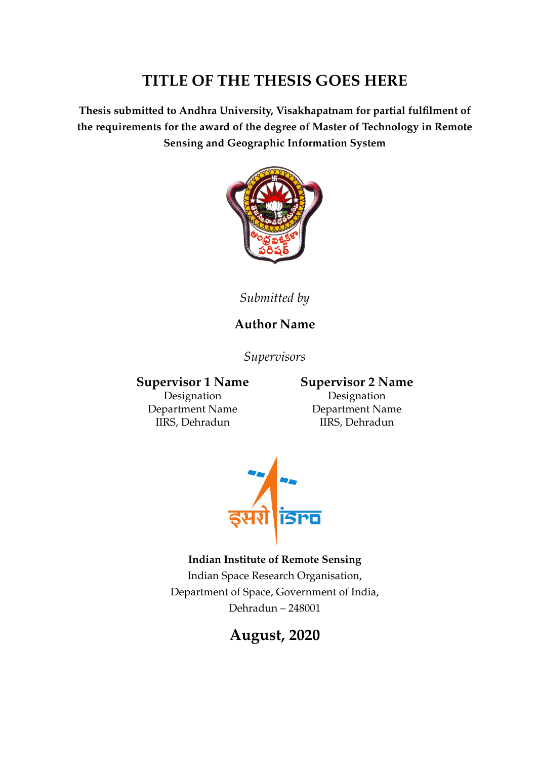# TITLE OF THE THESIS GOES HERE

**Thesis submitted to Andhra University, Visakhapatnam for partial fulfilment of the requirements for the award of the degree of Master of Technology in Remote Sensing and Geographic Information System**

*Submitted by*

**Author Name**

*Supervisors*

**Supervisor 1 Name**
Designation
Department Name
IIRS, Dehradun

**Supervisor 2 Name**
Designation
Department Name
IIRS, Dehradun

**Indian Institute of Remote Sensing**
Indian Space Research Organisation,
Department of Space, Government of India,
Dehradun – 248001

**August, 2020**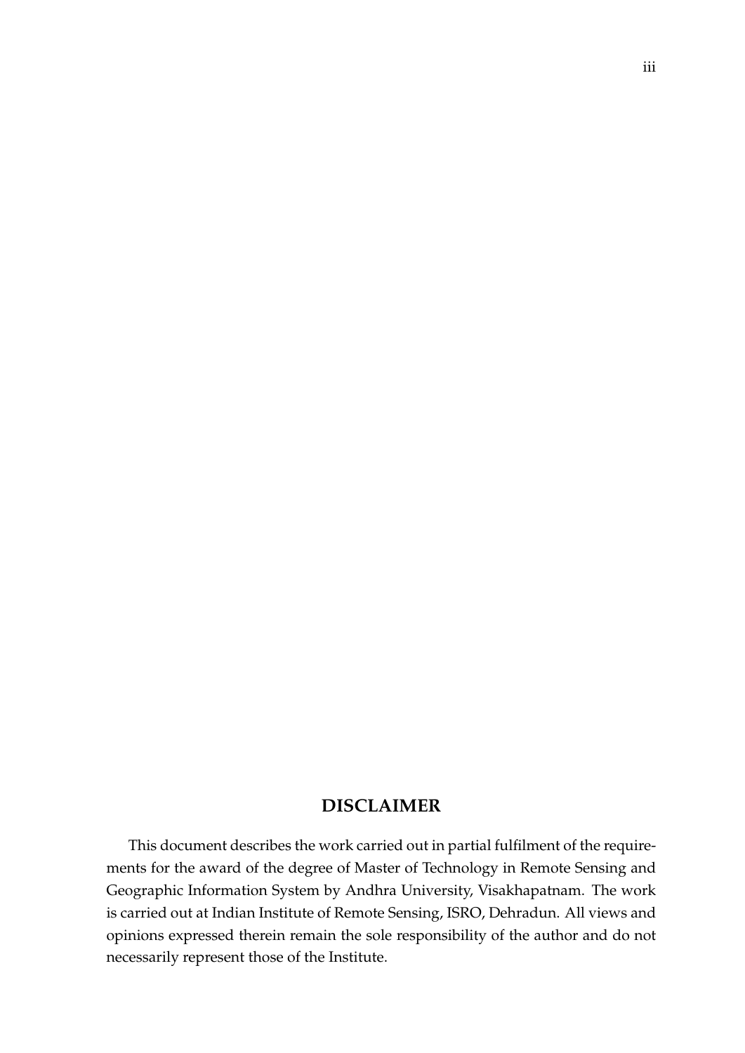## DISCLAIMER

This document describes the work carried out in partial fulfilment of the requirements for the award of the degree of Master of Technology in Remote Sensing and Geographic Information System by Andhra University, Visakhapatnam. The work is carried out at Indian Institute of Remote Sensing, ISRO, Dehradun. All views and opinions expressed therein remain the sole responsibility of the author and do not necessarily represent those of the Institute.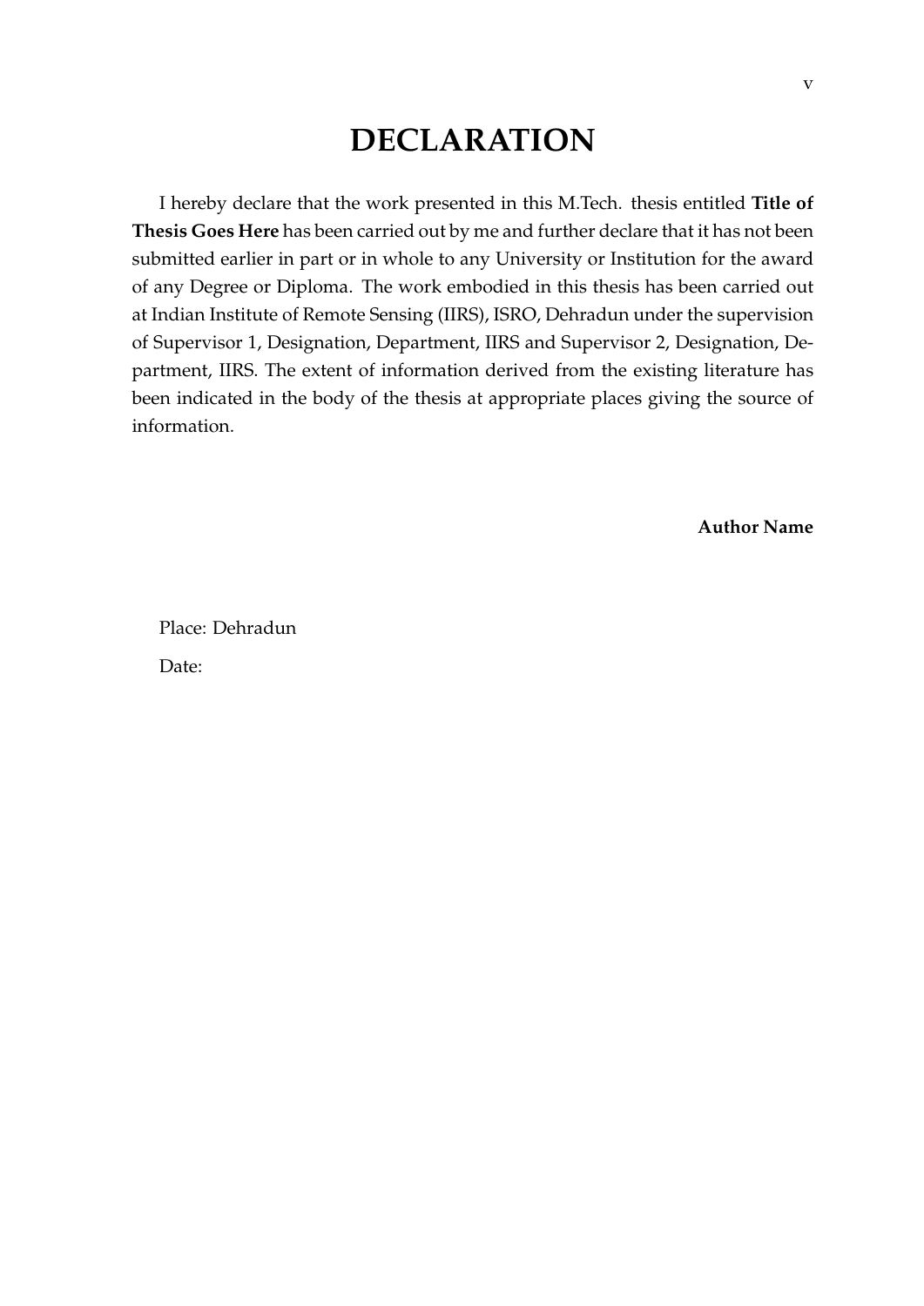# DECLARATION

I hereby declare that the work presented in this M.Tech. thesis entitled **Title of Thesis Goes Here** has been carried out by me and further declare that it has not been submitted earlier in part or in whole to any University or Institution for the award of any Degree or Diploma. The work embodied in this thesis has been carried out at Indian Institute of Remote Sensing (IIRS), ISRO, Dehradun under the supervision of Supervisor 1, Designation, Department, IIRS and Supervisor 2, Designation, Department, IIRS. The extent of information derived from the existing literature has been indicated in the body of the thesis at appropriate places giving the source of information.

**Author Name**

Place: Dehradun

Date: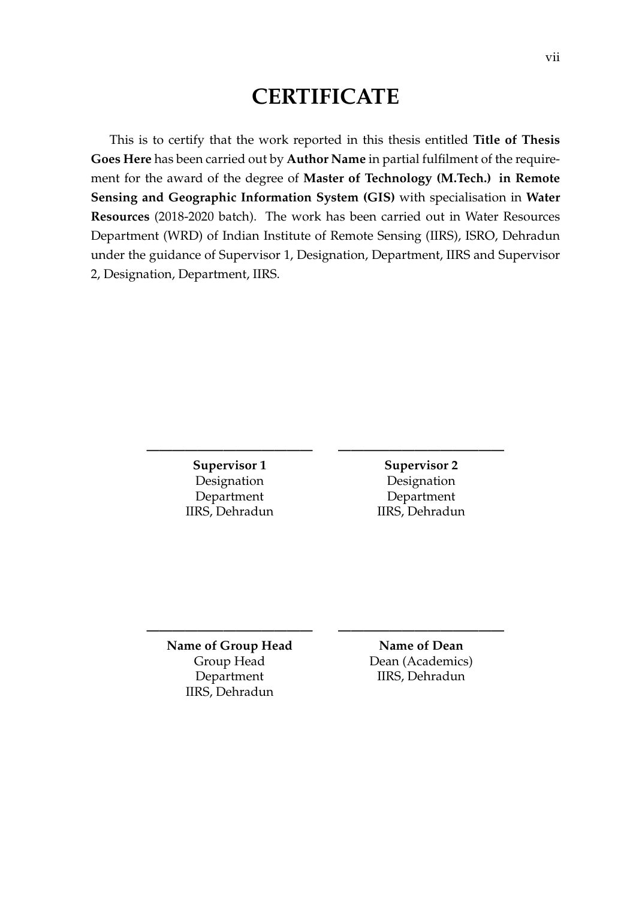# CERTIFICATE

This is to certify that the work reported in this thesis entitled **Title of Thesis Goes Here** has been carried out by **Author Name** in partial fulfilment of the requirement for the award of the degree of **Master of Technology (M.Tech.) in Remote Sensing and Geographic Information System (GIS)** with specialisation in **Water Resources** (2018-2020 batch). The work has been carried out in Water Resources Department (WRD) of Indian Institute of Remote Sensing (IIRS), ISRO, Dehradun under the guidance of Supervisor 1, Designation, Department, IIRS and Supervisor 2, Designation, Department, IIRS.

\_\_\_\_\_\_\_\_\_\_\_\_\_\_\_\_\_\_\_\_\_\_\_\_\_\_

**Supervisor 1**
Designation
Department
IIRS, Dehradun

\_\_\_\_\_\_\_\_\_\_\_\_\_\_\_\_\_\_\_\_\_\_\_\_\_\_

**Supervisor 2**
Designation
Department
IIRS, Dehradun

\_\_\_\_\_\_\_\_\_\_\_\_\_\_\_\_\_\_\_\_\_\_\_\_\_\_

**Name of Group Head**
Group Head
Department
IIRS, Dehradun

\_\_\_\_\_\_\_\_\_\_\_\_\_\_\_\_\_\_\_\_\_\_\_\_\_\_

**Name of Dean**
Dean (Academics)
IIRS, Dehradun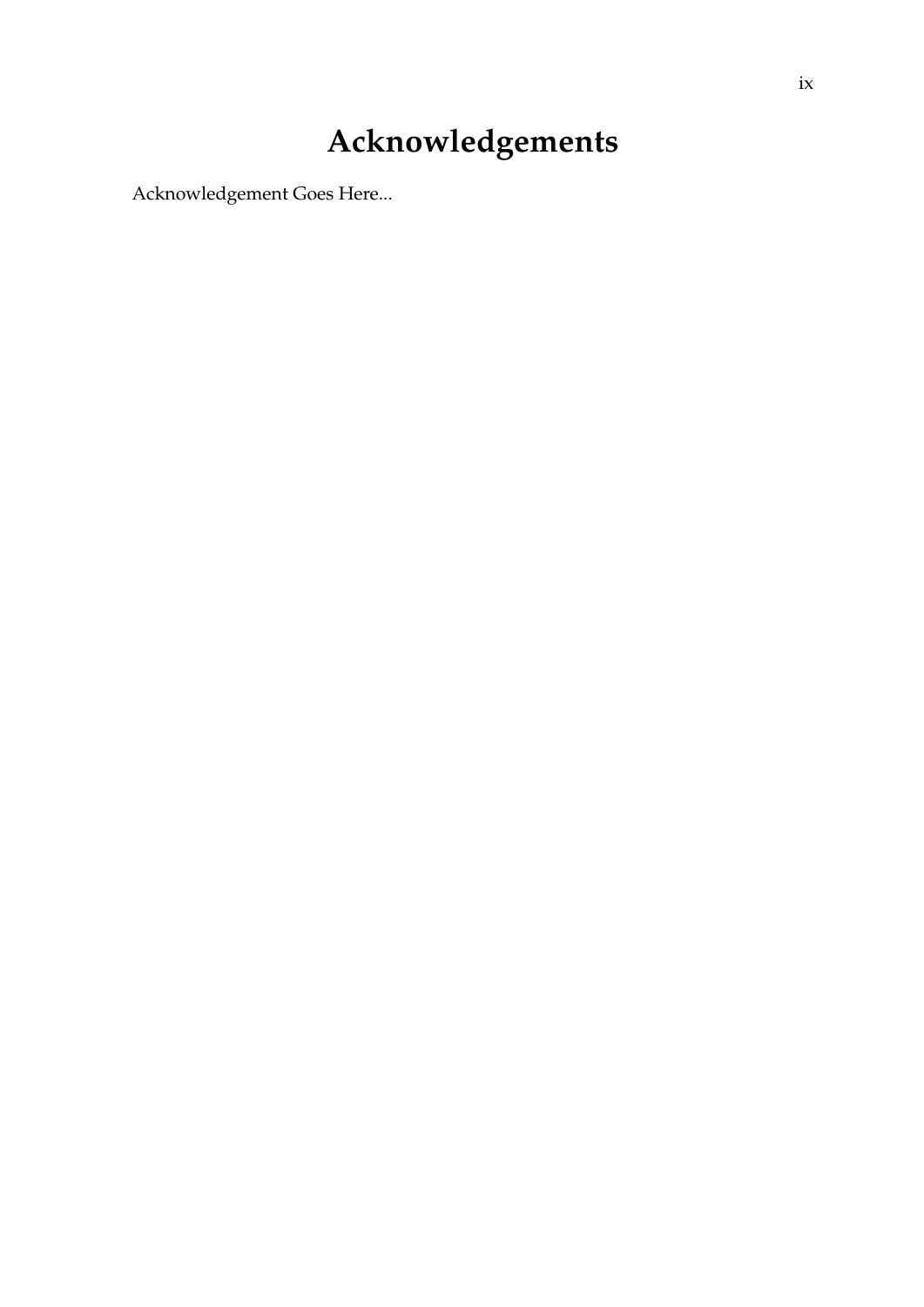# Acknowledgements

Acknowledgement Goes Here...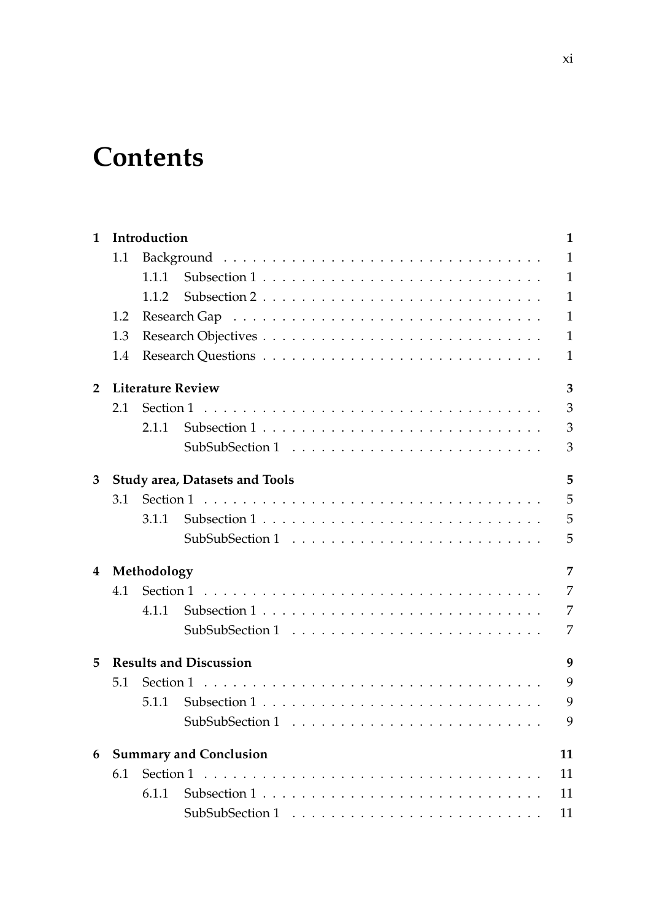# Contents

**1 Introduction** **1**

- 1.1 Background . . . 1
  - 1.1.1 Subsection 1 . . . 1
  - 1.1.2 Subsection 2 . . . 1
- 1.2 Research Gap . . . 1
- 1.3 Research Objectives . . . 1
- 1.4 Research Questions . . . 1

**2 Literature Review** **3**

- 2.1 Section 1 . . . 3
  - 2.1.1 Subsection 1 . . . 3
    - SubSubSection 1 . . . 3

**3 Study area, Datasets and Tools** **5**

- 3.1 Section 1 . . . 5
  - 3.1.1 Subsection 1 . . . 5
    - SubSubSection 1 . . . 5

**4 Methodology** **7**

- 4.1 Section 1 . . . 7
  - 4.1.1 Subsection 1 . . . 7
    - SubSubSection 1 . . . 7

**5 Results and Discussion** **9**

- 5.1 Section 1 . . . 9
  - 5.1.1 Subsection 1 . . . 9
    - SubSubSection 1 . . . 9

**6 Summary and Conclusion** **11**

- 6.1 Section 1 . . . 11
  - 6.1.1 Subsection 1 . . . 11
    - SubSubSection 1 . . . 11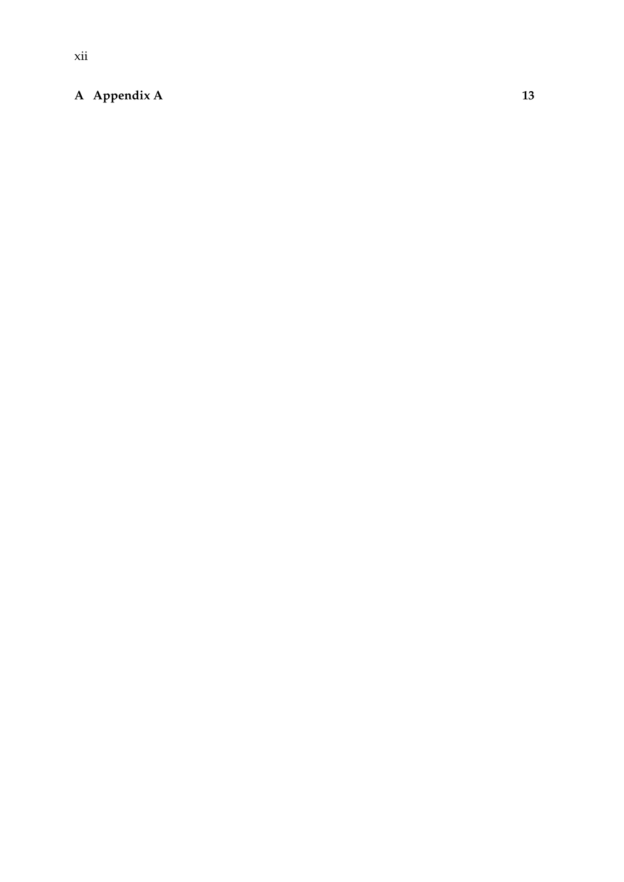**A Appendix A** **13**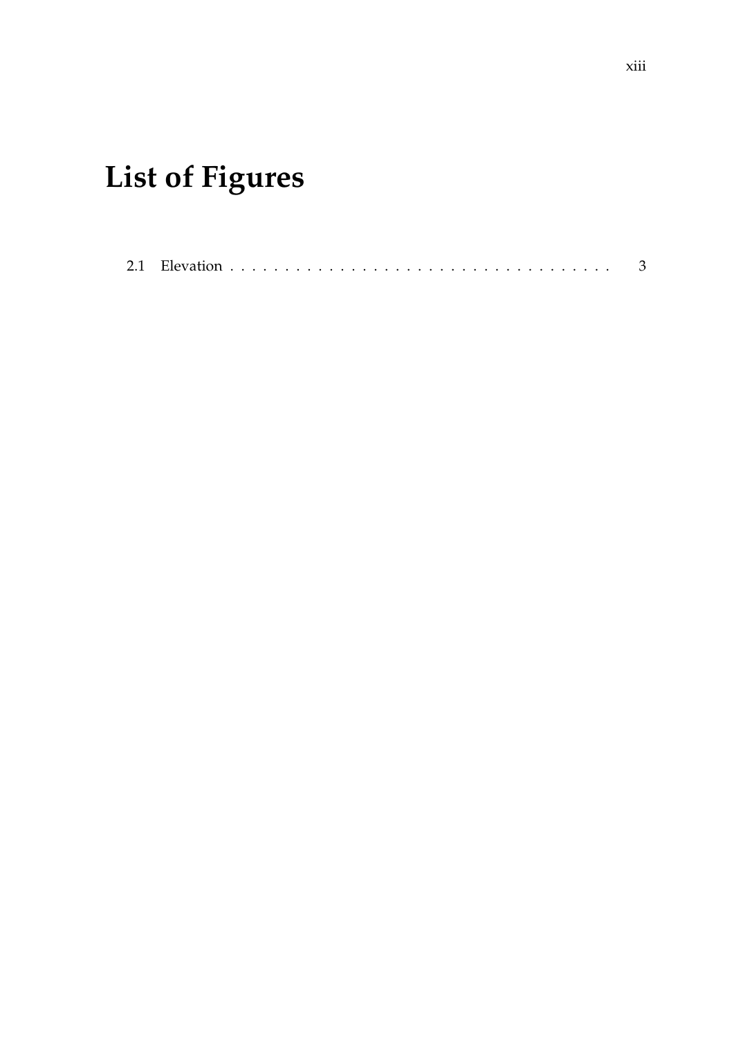# List of Figures

2.1 Elevation . . . . . . . . . . . . . . . . . . . . . . . . . . . . . . . . . . . . 3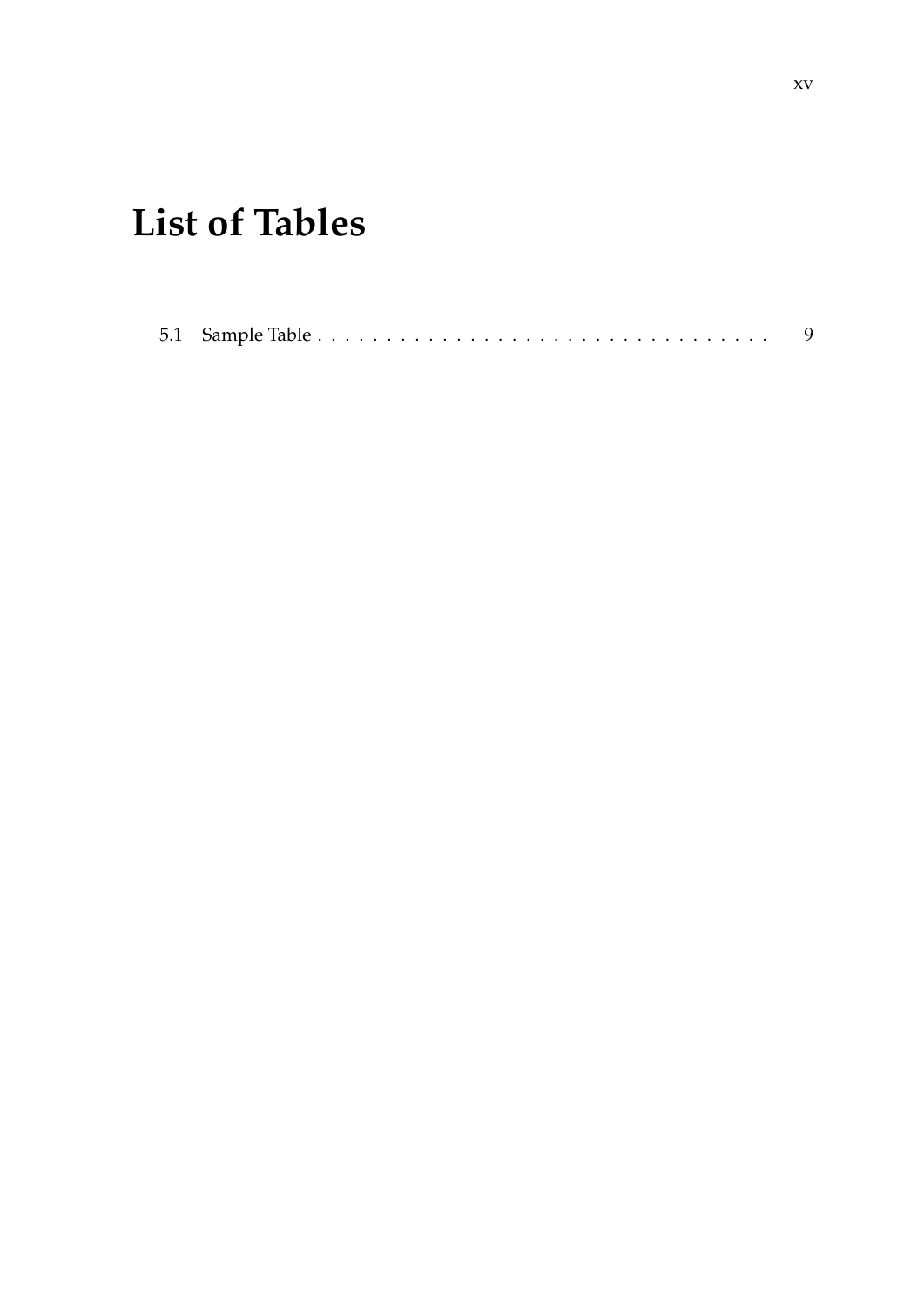# List of Tables

5.1 Sample Table . . . . . . . . . . . . . . . . . . . . . . . . . . . . . . . . . 9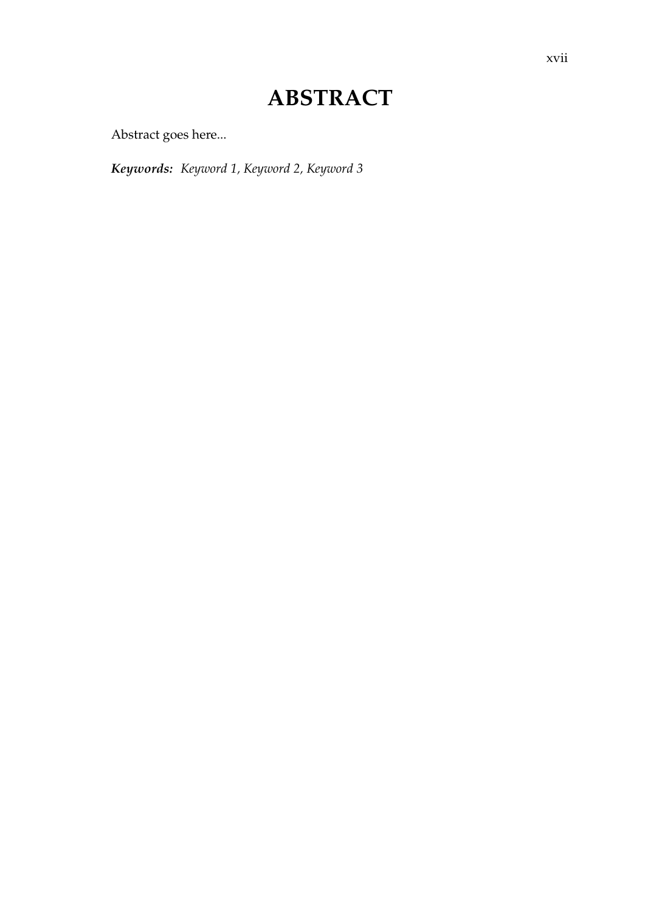# ABSTRACT

Abstract goes here...

***Keywords:*** *Keyword 1, Keyword 2, Keyword 3*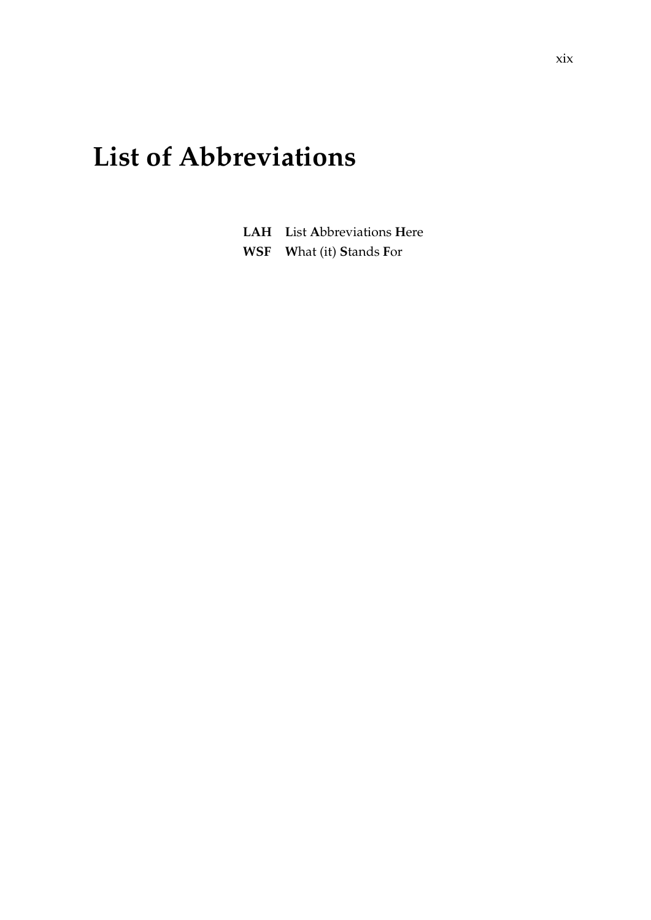# List of Abbreviations

**LAH** **L**ist **A**bbreviations **H**ere
**WSF** **W**hat (it) **S**tands **F**or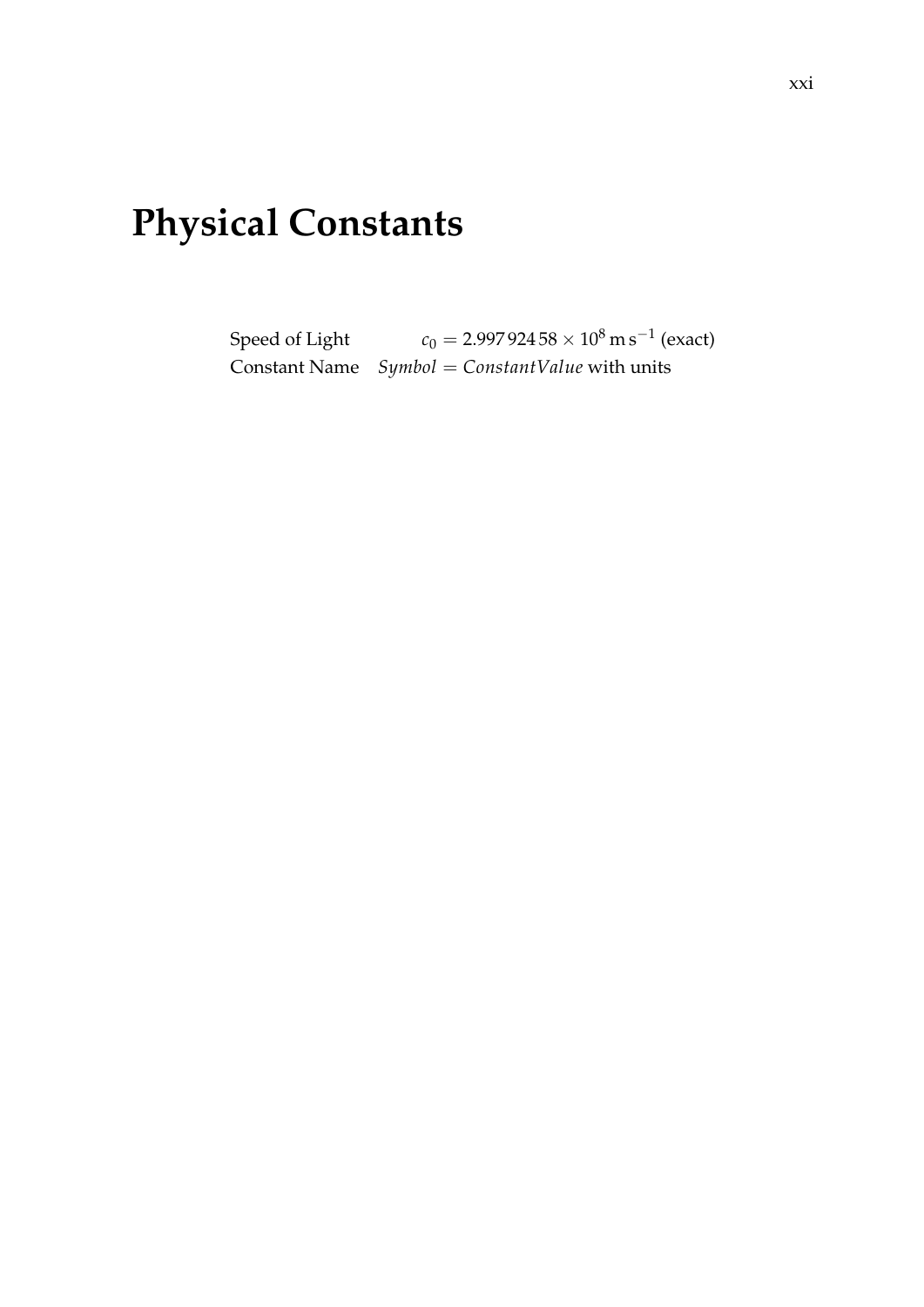# Physical Constants

| | |
|---|---|
| Speed of Light | $c_0 = 2.997\,924\,58 \times 10^{8}\,\mathrm{m\,s^{-1}}$ (exact) |
| Constant Name | $Symbol = ConstantValue$ with units |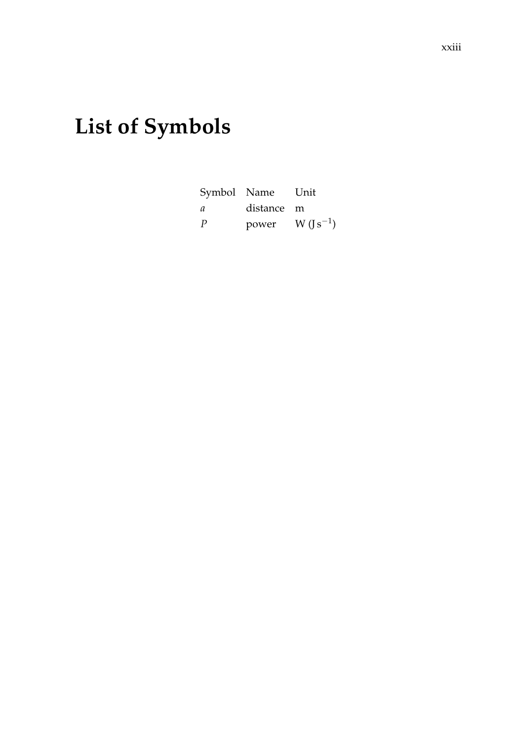# List of Symbols

| Symbol | Name | Unit |
| --- | --- | --- |
| $a$ | distance | m |
| $P$ | power | W ($J\,s^{-1}$) |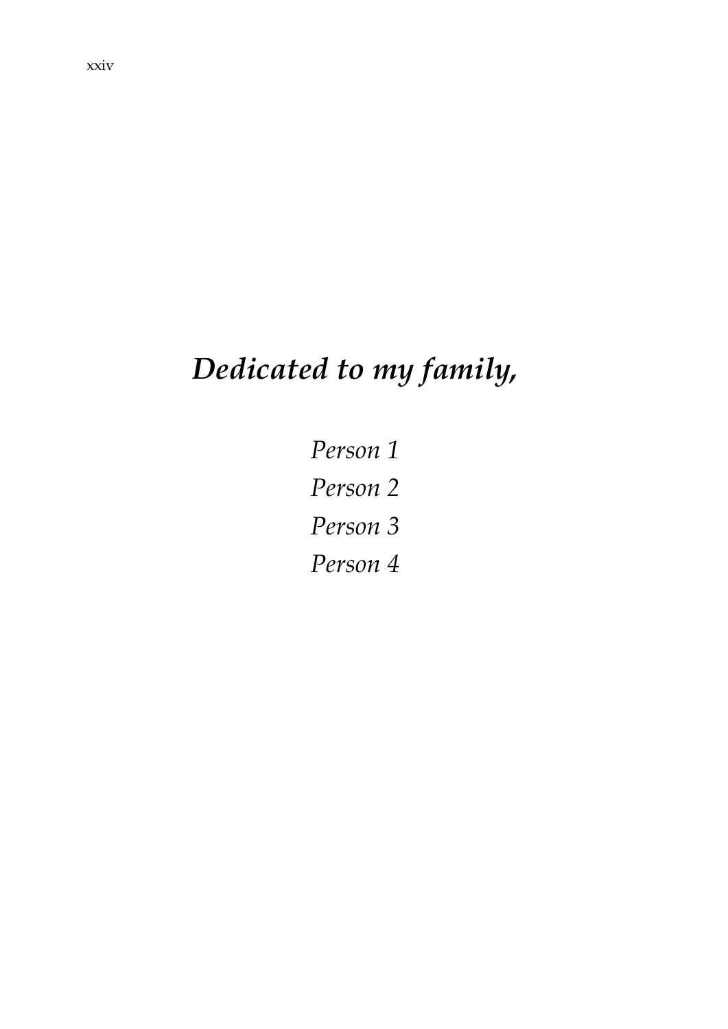***Dedicated to my family,***

*Person 1*
*Person 2*
*Person 3*
*Person 4*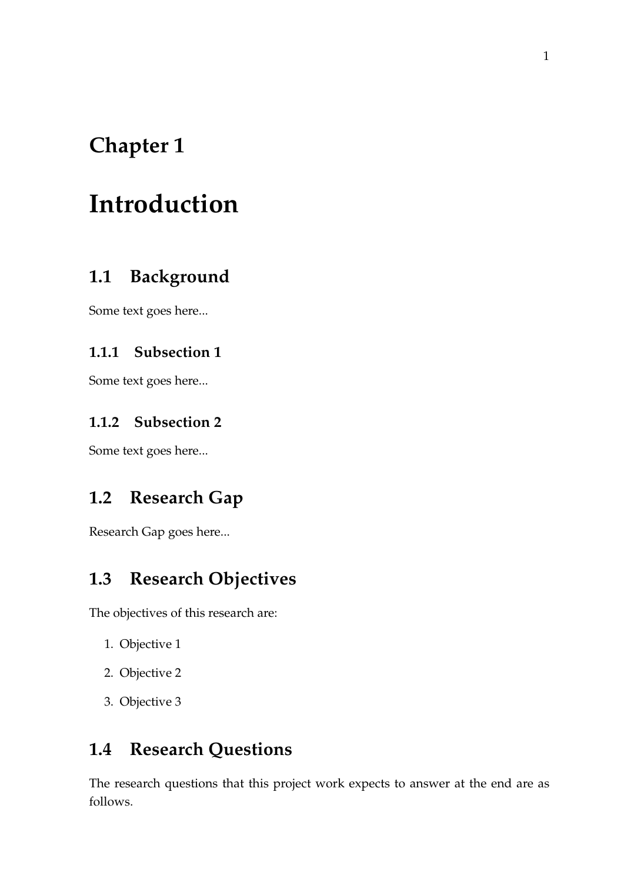# Chapter 1

# Introduction

## 1.1 Background

Some text goes here...

### 1.1.1 Subsection 1

Some text goes here...

### 1.1.2 Subsection 2

Some text goes here...

## 1.2 Research Gap

Research Gap goes here...

## 1.3 Research Objectives

The objectives of this research are:

1. Objective 1
2. Objective 2
3. Objective 3

## 1.4 Research Questions

The research questions that this project work expects to answer at the end are as follows.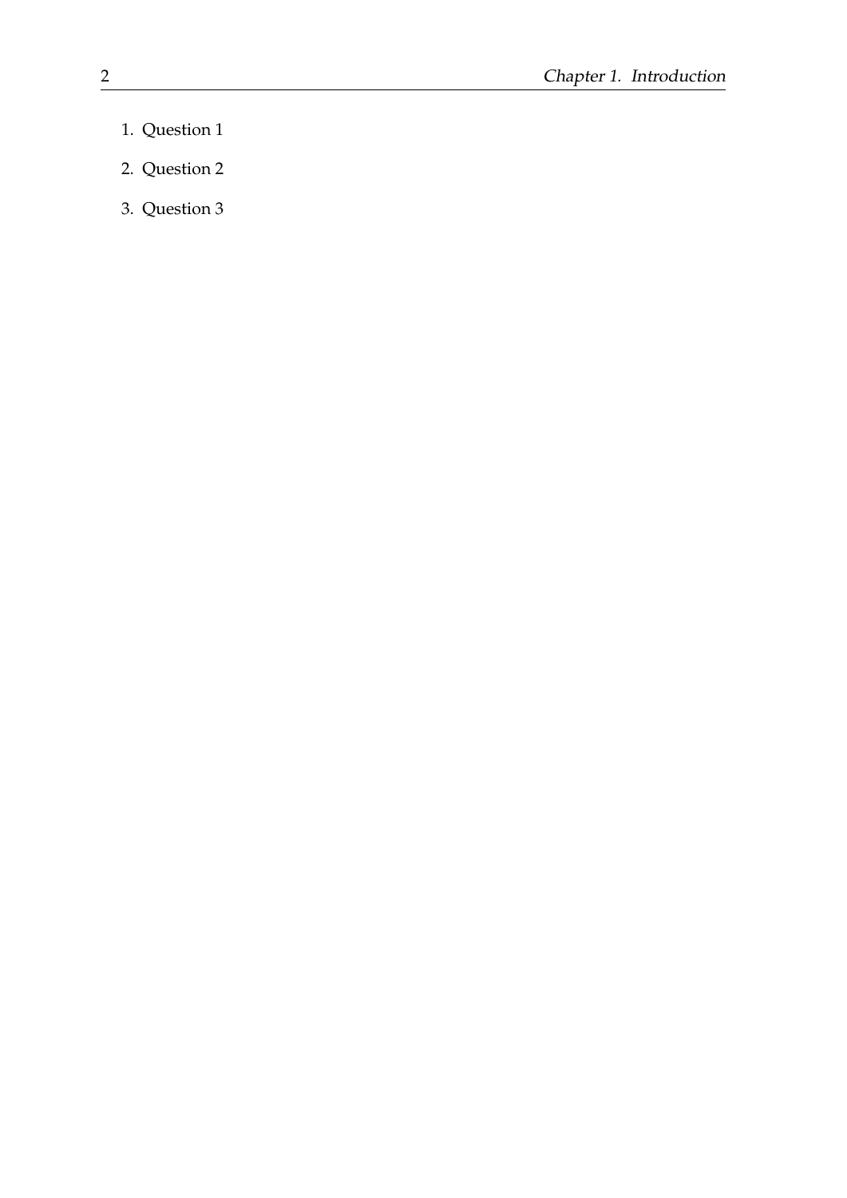1. Question 1
2. Question 2
3. Question 3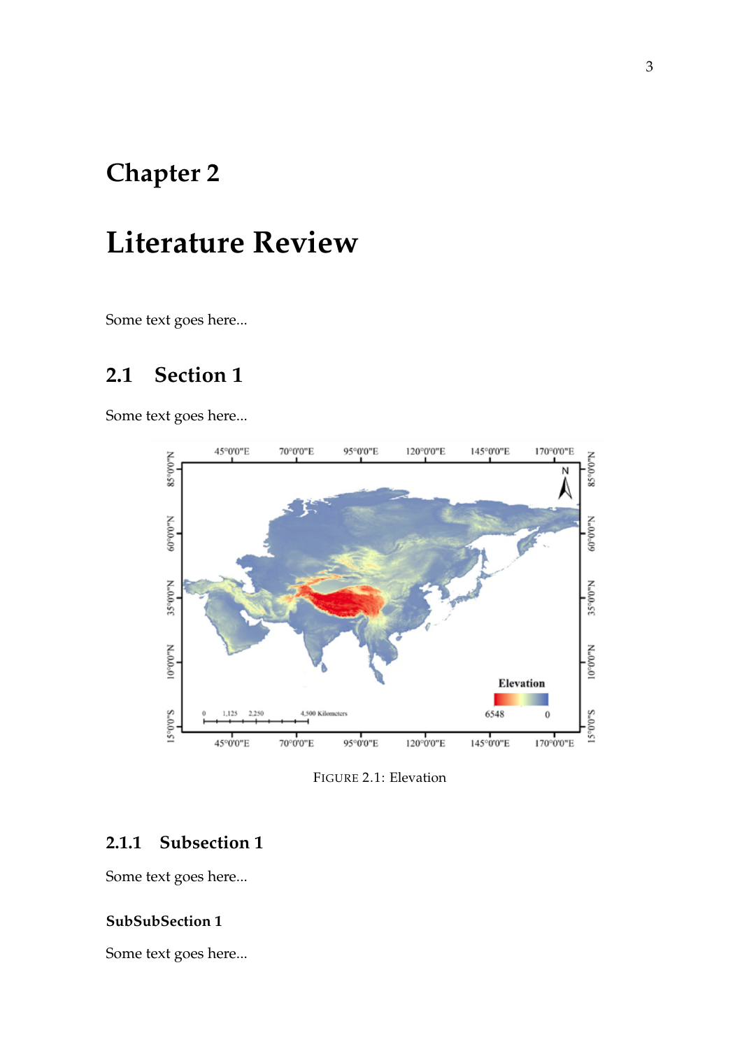# Chapter 2

# Literature Review

Some text goes here...

## 2.1 Section 1

Some text goes here...

FIGURE 2.1: Elevation

### 2.1.1 Subsection 1

Some text goes here...

#### SubSubSection 1

Some text goes here...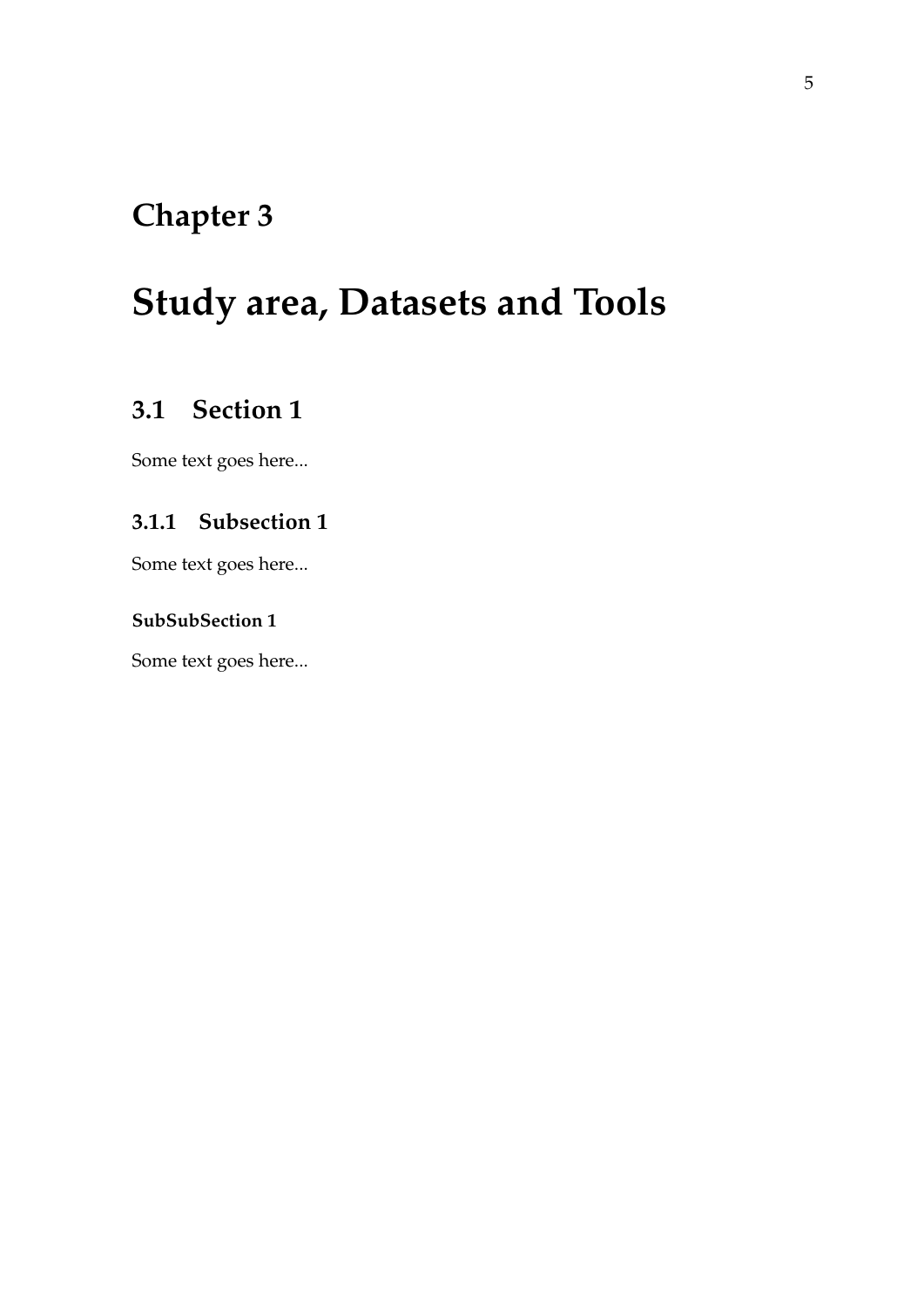# Chapter 3

# Study area, Datasets and Tools

## 3.1 Section 1

Some text goes here...

### 3.1.1 Subsection 1

Some text goes here...

#### SubSubSection 1

Some text goes here...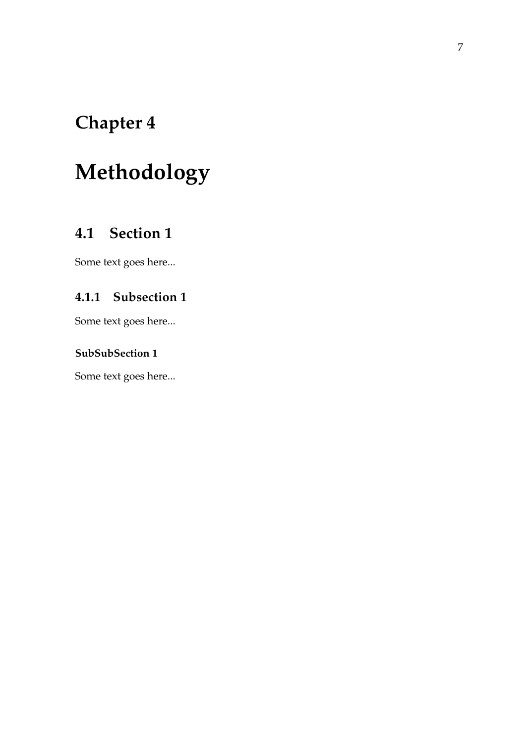# Chapter 4

# Methodology

## 4.1 Section 1

Some text goes here...

### 4.1.1 Subsection 1

Some text goes here...

#### SubSubSection 1

Some text goes here...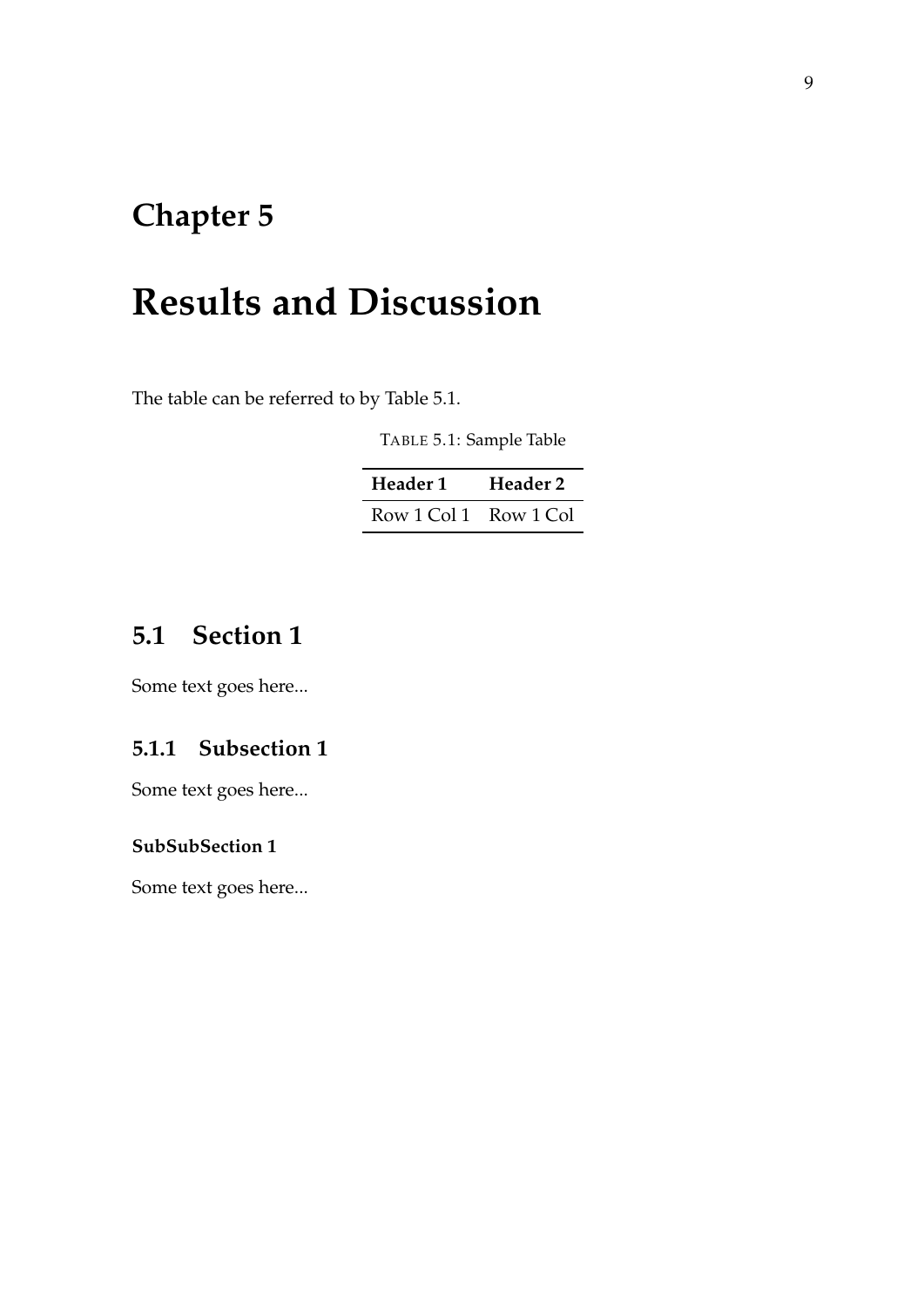# Chapter 5

# Results and Discussion

The table can be referred to by Table 5.1.

TABLE 5.1: Sample Table

| **Header 1** | **Header 2** |
|---|---|
| Row 1 Col 1 | Row 1 Col |

## 5.1 Section 1

Some text goes here...

### 5.1.1 Subsection 1

Some text goes here...

#### SubSubSection 1

Some text goes here...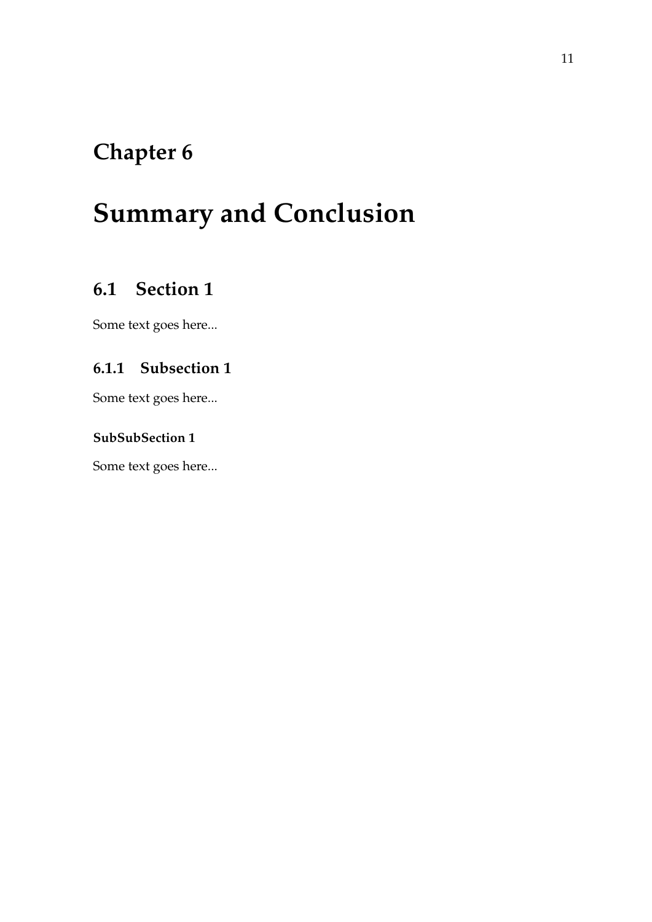# Chapter 6

# Summary and Conclusion

## 6.1 Section 1

Some text goes here...

### 6.1.1 Subsection 1

Some text goes here...

#### SubSubSection 1

Some text goes here...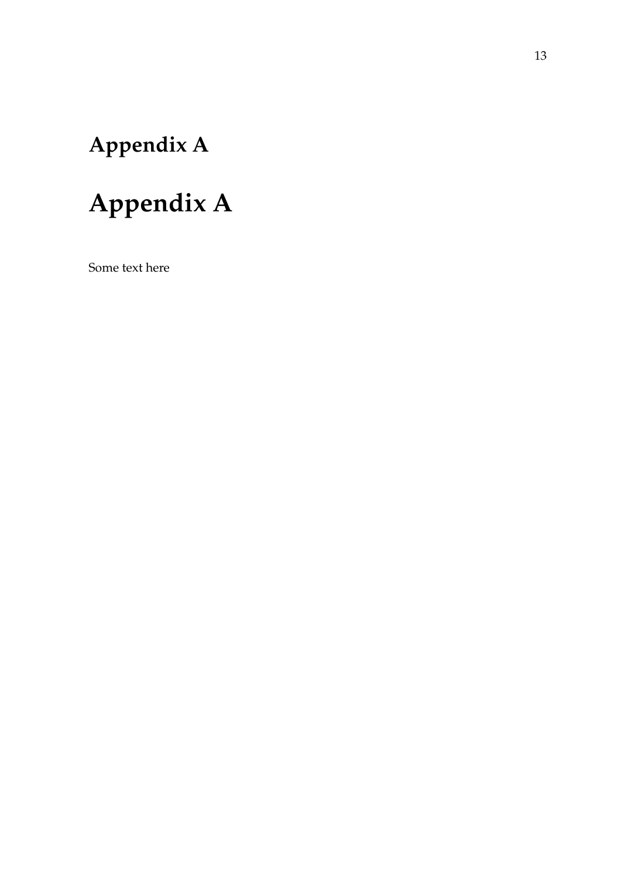# Appendix A

# Appendix A

Some text here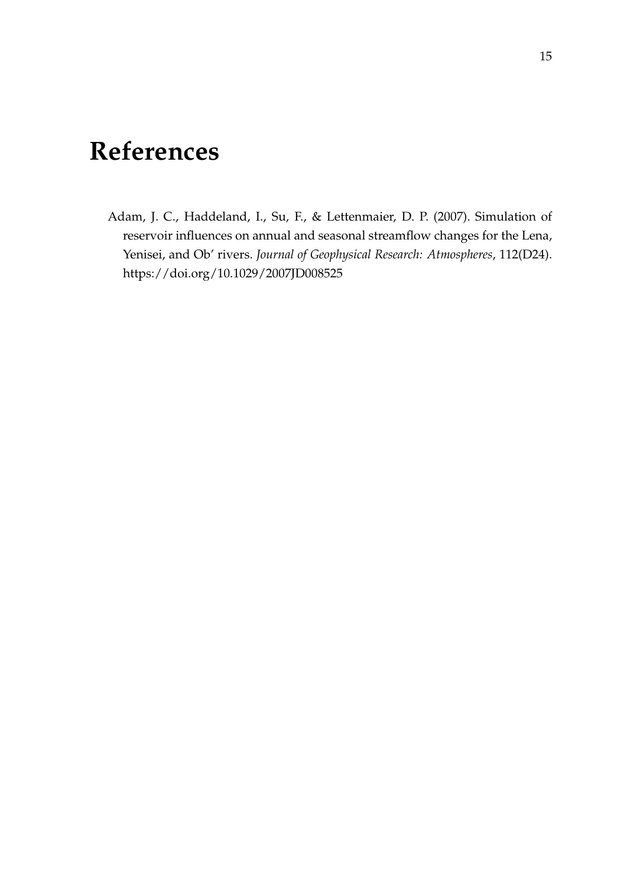# References

Adam, J. C., Haddeland, I., Su, F., & Lettenmaier, D. P. (2007). Simulation of reservoir influences on annual and seasonal streamflow changes for the Lena, Yenisei, and Ob' rivers. *Journal of Geophysical Research: Atmospheres*, 112(D24). https://doi.org/10.1029/2007JD008525